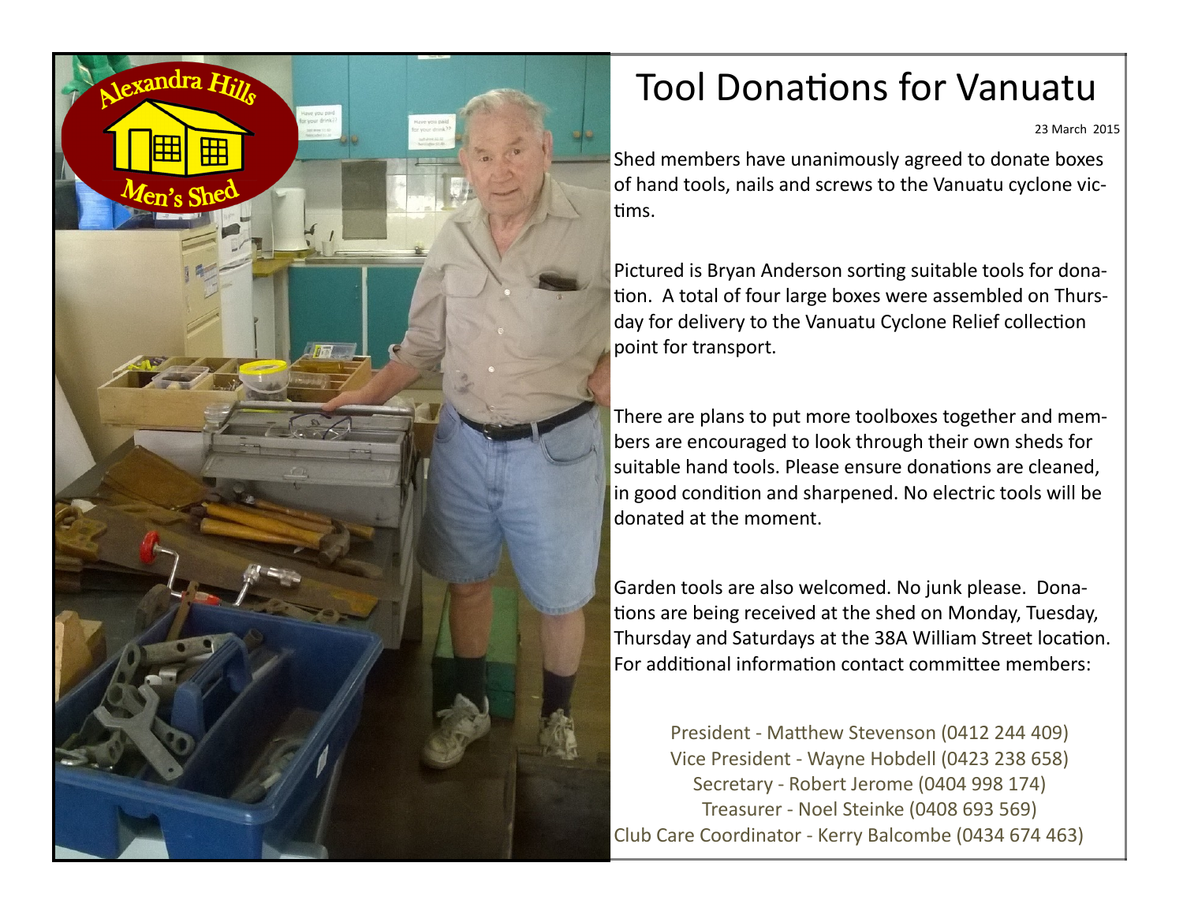# Tool Donations for Vanuatu

23 March 2015

Shed members have unanimously agreed to donate boxes of hand tools, nails and screws to the Vanuatu cyclone victims.

Pictured is Bryan Anderson sorting suitable tools for donation. A total of four large boxes were assembled on Thursday for delivery to the Vanuatu Cyclone Relief collection point for transport.

There are plans to put more toolboxes together and members are encouraged to look through their own sheds for suitable hand tools. Please ensure donations are cleaned, in good condition and sharpened. No electric tools will be donated at the moment.

Garden tools are also welcomed. No junk please. Donations are being received at the shed on Monday, Tuesday, Thursday and Saturdays at the 38A William Street location. For additional information contact committee members:

President - Matthew Stevenson (0412 244 409)
Vice President - Wayne Hobdell (0423 238 658)
Secretary - Robert Jerome (0404 998 174)
Treasurer - Noel Steinke (0408 693 569)
Club Care Coordinator - Kerry Balcombe (0434 674 463)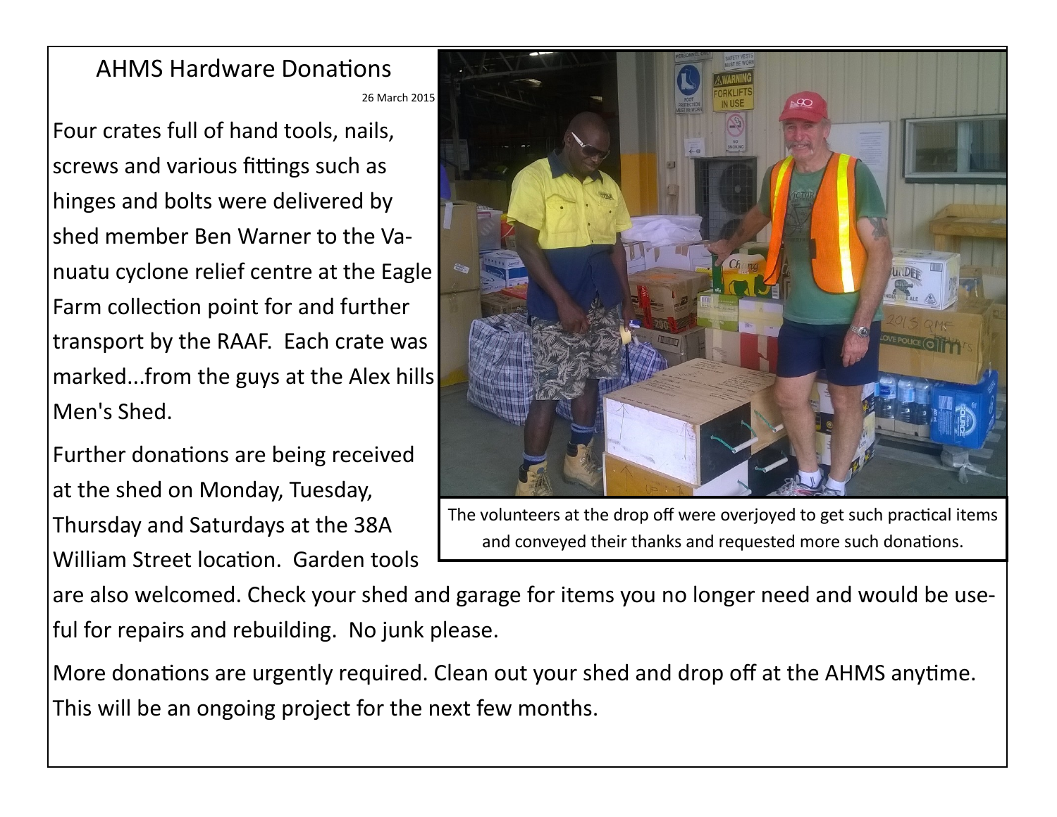## AHMS Hardware Donations

26 March 2015

Four crates full of hand tools, nails, screws and various fittings such as hinges and bolts were delivered by shed member Ben Warner to the Vanuatu cyclone relief centre at the Eagle Farm collection point for and further transport by the RAAF. Each crate was marked...from the guys at the Alex hills Men's Shed.

The volunteers at the drop off were overjoyed to get such practical items and conveyed their thanks and requested more such donations.

Further donations are being received at the shed on Monday, Tuesday, Thursday and Saturdays at the 38A William Street location. Garden tools are also welcomed. Check your shed and garage for items you no longer need and would be useful for repairs and rebuilding. No junk please.

More donations are urgently required. Clean out your shed and drop off at the AHMS anytime. This will be an ongoing project for the next few months.